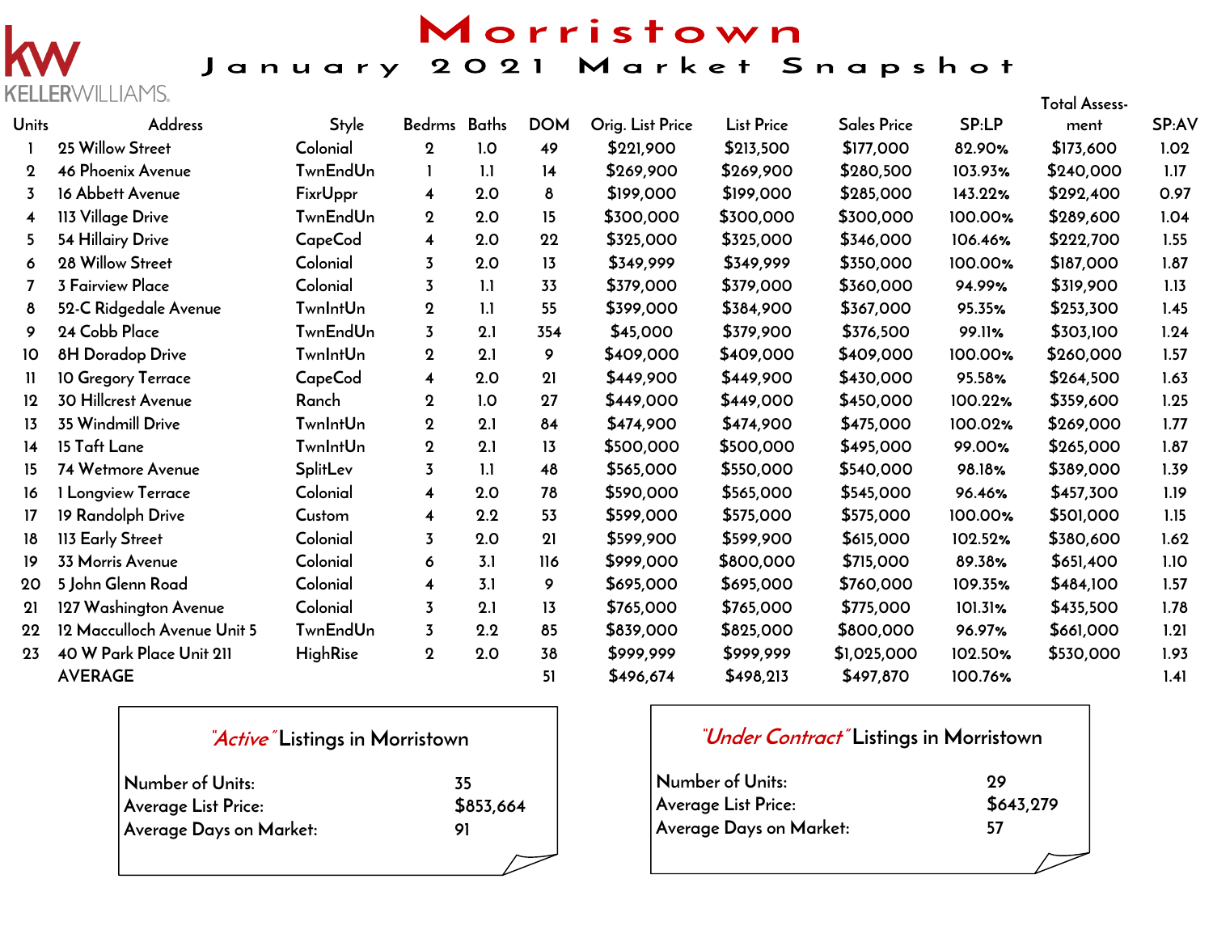KELLERWILLIAMS.

# Morristown

## January 2021 Market Snapshot

| Units | Address | Style | Bedrms | Baths | DOM | Orig. List Price | List Price | Sales Price | SP:LP | Total Assess-ment | SP:AV |
|---|---|---|---|---|---|---|---|---|---|---|---|
| 1 | 25 Willow Street | Colonial | 2 | 1.0 | 49 | $221,900 | $213,500 | $177,000 | 82.90% | $173,600 | 1.02 |
| 2 | 46 Phoenix Avenue | TwnEndUn | 1 | 1.1 | 14 | $269,900 | $269,900 | $280,500 | 103.93% | $240,000 | 1.17 |
| 3 | 16 Abbett Avenue | FixrUppr | 4 | 2.0 | 8 | $199,000 | $199,000 | $285,000 | 143.22% | $292,400 | 0.97 |
| 4 | 113 Village Drive | TwnEndUn | 2 | 2.0 | 15 | $300,000 | $300,000 | $300,000 | 100.00% | $289,600 | 1.04 |
| 5 | 54 Hillairy Drive | CapeCod | 4 | 2.0 | 22 | $325,000 | $325,000 | $346,000 | 106.46% | $222,700 | 1.55 |
| 6 | 28 Willow Street | Colonial | 3 | 2.0 | 13 | $349,999 | $349,999 | $350,000 | 100.00% | $187,000 | 1.87 |
| 7 | 3 Fairview Place | Colonial | 3 | 1.1 | 33 | $379,000 | $379,000 | $360,000 | 94.99% | $319,900 | 1.13 |
| 8 | 52-C Ridgedale Avenue | TwnIntUn | 2 | 1.1 | 55 | $399,000 | $384,900 | $367,000 | 95.35% | $253,300 | 1.45 |
| 9 | 24 Cobb Place | TwnEndUn | 3 | 2.1 | 354 | $45,000 | $379,900 | $376,500 | 99.11% | $303,100 | 1.24 |
| 10 | 8H Doradop Drive | TwnIntUn | 2 | 2.1 | 9 | $409,000 | $409,000 | $409,000 | 100.00% | $260,000 | 1.57 |
| 11 | 10 Gregory Terrace | CapeCod | 4 | 2.0 | 21 | $449,900 | $449,900 | $430,000 | 95.58% | $264,500 | 1.63 |
| 12 | 30 Hillcrest Avenue | Ranch | 2 | 1.0 | 27 | $449,000 | $449,000 | $450,000 | 100.22% | $359,600 | 1.25 |
| 13 | 35 Windmill Drive | TwnIntUn | 2 | 2.1 | 84 | $474,900 | $474,900 | $475,000 | 100.02% | $269,000 | 1.77 |
| 14 | 15 Taft Lane | TwnIntUn | 2 | 2.1 | 13 | $500,000 | $500,000 | $495,000 | 99.00% | $265,000 | 1.87 |
| 15 | 74 Wetmore Avenue | SplitLev | 3 | 1.1 | 48 | $565,000 | $550,000 | $540,000 | 98.18% | $389,000 | 1.39 |
| 16 | 1 Longview Terrace | Colonial | 4 | 2.0 | 78 | $590,000 | $565,000 | $545,000 | 96.46% | $457,300 | 1.19 |
| 17 | 19 Randolph Drive | Custom | 4 | 2.2 | 53 | $599,000 | $575,000 | $575,000 | 100.00% | $501,000 | 1.15 |
| 18 | 113 Early Street | Colonial | 3 | 2.0 | 21 | $599,900 | $599,900 | $615,000 | 102.52% | $380,600 | 1.62 |
| 19 | 33 Morris Avenue | Colonial | 6 | 3.1 | 116 | $999,000 | $800,000 | $715,000 | 89.38% | $651,400 | 1.10 |
| 20 | 5 John Glenn Road | Colonial | 4 | 3.1 | 9 | $695,000 | $695,000 | $760,000 | 109.35% | $484,100 | 1.57 |
| 21 | 127 Washington Avenue | Colonial | 3 | 2.1 | 13 | $765,000 | $765,000 | $775,000 | 101.31% | $435,500 | 1.78 |
| 22 | 12 Macculloch Avenue Unit 5 | TwnEndUn | 3 | 2.2 | 85 | $839,000 | $825,000 | $800,000 | 96.97% | $661,000 | 1.21 |
| 23 | 40 W Park Place Unit 211 | HighRise | 2 | 2.0 | 38 | $999,999 | $999,999 | $1,025,000 | 102.50% | $530,000 | 1.93 |
| | AVERAGE | | | | 51 | $496,674 | $498,213 | $497,870 | 100.76% | | 1.41 |

### *"Active"* Listings in Morristown

Number of Units: 35
Average List Price: $853,664
Average Days on Market: 91

### *"Under Contract"* Listings in Morristown

Number of Units: 29
Average List Price: $643,279
Average Days on Market: 57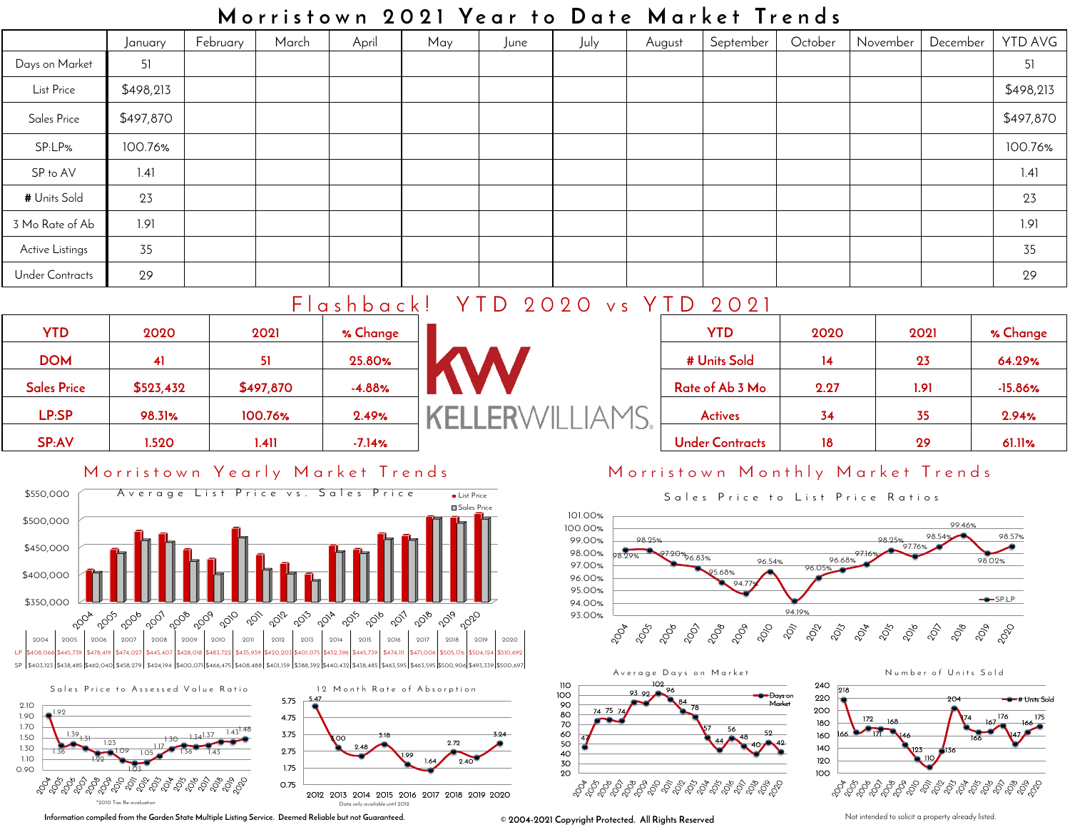# Morristown 2021 Year to Date Market Trends

| | January | February | March | April | May | June | July | August | September | October | November | December | YTD AVG |
|---|---|---|---|---|---|---|---|---|---|---|---|---|---|
| Days on Market | 51 | | | | | | | | | | | | 51 |
| List Price | $498,213 | | | | | | | | | | | | $498,213 |
| Sales Price | $497,870 | | | | | | | | | | | | $497,870 |
| SP:LP% | 100.76% | | | | | | | | | | | | 100.76% |
| SP to AV | 1.41 | | | | | | | | | | | | 1.41 |
| # Units Sold | 23 | | | | | | | | | | | | 23 |
| 3 Mo Rate of Ab | 1.91 | | | | | | | | | | | | 1.91 |
| Active Listings | 35 | | | | | | | | | | | | 35 |
| Under Contracts | 29 | | | | | | | | | | | | 29 |

## Flashback! YTD 2020 vs YTD 2021

| YTD | 2020 | 2021 | % Change |
|---|---|---|---|
| DOM | 41 | 51 | 25.80% |
| Sales Price | $523,432 | $497,870 | -4.88% |
| LP:SP | 98.31% | 100.76% | 2.49% |
| SP:AV | 1.520 | 1.411 | -7.14% |

KELLERWILLIAMS.

| YTD | 2020 | 2021 | % Change |
|---|---|---|---|
| # Units Sold | 14 | 23 | 64.29% |
| Rate of Ab 3 Mo | 2.27 | 1.91 | -15.86% |
| Actives | 34 | 35 | 2.94% |
| Under Contracts | 18 | 29 | 61.11% |

## Morristown Yearly Market Trends

Average List Price vs. Sales Price

List Price
Sales Price

| | 2004 | 2005 | 2006 | 2007 | 2008 | 2009 | 2010 | 2011 | 2012 | 2013 | 2014 | 2015 | 2016 | 2017 | 2018 | 2019 | 2020 |
|---|---|---|---|---|---|---|---|---|---|---|---|---|---|---|---|---|---|
| LP | $408,066 | $445,739 | $478,419 | $474,027 | $445,407 | $428,018 | $483,722 | $435,939 | $420,203 | $401,075 | $452,396 | $445,739 | $474,111 | $471,006 | $505,176 | $504,124 | $510,692 |
| SP | $403,123 | $438,485 | $462,040 | $458,279 | $424,194 | $400,071 | $466,475 | $408,488 | $401,159 | $388,392 | $440,432 | $438,485 | $463,595 | $463,595 | $500,906 | $493,339 | $500,697 |

Sales Price to Assessed Value Ratio

1.92, 1.36, 1.39, 1.31, 1.22, 1.23, 1.09, 1.03, 1.05, 1.17, 1.30, 1.36, 1.34, 1.37, 1.43, 1.43, 1.48

*2010 Tax Re-evaluation

12 Month Rate of Absorption

5.47, 3.00, 2.48, 3.18, 1.99, 1.64, 2.72, 2.40, 3.24

Data only available until 2012

## Morristown Monthly Market Trends

Sales Price to List Price Ratios

98.29%, 98.25%, 97.20%, 96.83%, 95.68%, 94.77%, 96.54%, 94.19%, 96.05%, 96.68%, 97.16%, 98.25%, 97.76%, 98.54%, 99.46%, 98.02%, 98.57%

SP:LP

Average Days on Market

47, 74, 75, 74, 93, 92, 102, 96, 84, 78, 57, 44, 56, 48, 40, 52, 42

Days on Market

Number of Units Sold

218, 166, 172, 171, 168, 146, 123, 110, 136, 204, 174, 166, 167, 176, 147, 166, 175

# Units Sold

Information compiled from the Garden State Multiple Listing Service. Deemed Reliable but not Guaranteed.

© 2004-2021 Copyright Protected. All Rights Reserved

Not intended to solicit a property already listed.